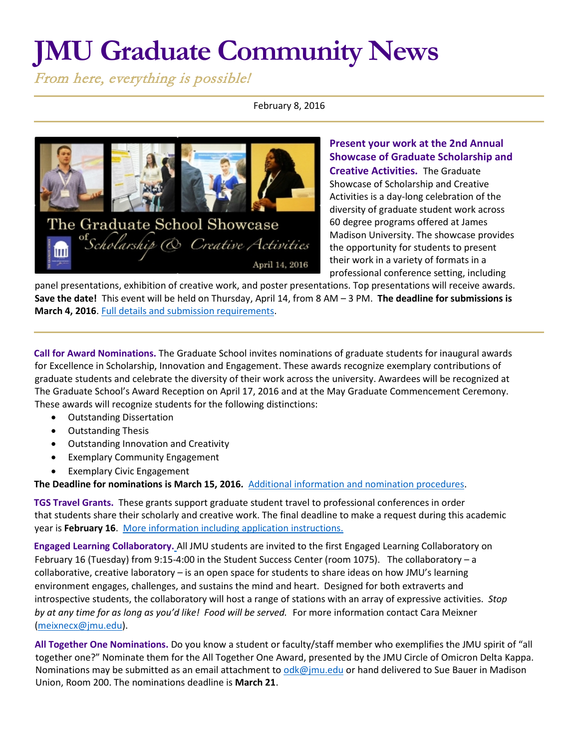# JMU Graduate Community News

*From here, everything is possible!*

February 8, 2016

**Present your work at the 2nd Annual Showcase of Graduate Scholarship and Creative Activities.** The Graduate Showcase of Scholarship and Creative Activities is a day-long celebration of the diversity of graduate student work across 60 degree programs offered at James Madison University. The showcase provides the opportunity for students to present their work in a variety of formats in a professional conference setting, including panel presentations, exhibition of creative work, and poster presentations. Top presentations will receive awards. **Save the date!** This event will be held on Thursday, April 14, from 8 AM – 3 PM. **The deadline for submissions is March 4, 2016**. Full details and submission requirements.

**Call for Award Nominations.** The Graduate School invites nominations of graduate students for inaugural awards for Excellence in Scholarship, Innovation and Engagement. These awards recognize exemplary contributions of graduate students and celebrate the diversity of their work across the university. Awardees will be recognized at The Graduate School's Award Reception on April 17, 2016 and at the May Graduate Commencement Ceremony. These awards will recognize students for the following distinctions:

- Outstanding Dissertation
- Outstanding Thesis
- Outstanding Innovation and Creativity
- Exemplary Community Engagement
- Exemplary Civic Engagement

**The Deadline for nominations is March 15, 2016.** Additional information and nomination procedures.

**TGS Travel Grants.** These grants support graduate student travel to professional conferences in order that students share their scholarly and creative work. The final deadline to make a request during this academic year is **February 16**. More information including application instructions.

**Engaged Learning Collaboratory.** All JMU students are invited to the first Engaged Learning Collaboratory on February 16 (Tuesday) from 9:15-4:00 in the Student Success Center (room 1075). The collaboratory – a collaborative, creative laboratory – is an open space for students to share ideas on how JMU's learning environment engages, challenges, and sustains the mind and heart. Designed for both extraverts and introspective students, the collaboratory will host a range of stations with an array of expressive activities. *Stop by at any time for as long as you'd like! Food will be served.* For more information contact Cara Meixner (meixnecx@jmu.edu).

**All Together One Nominations.** Do you know a student or faculty/staff member who exemplifies the JMU spirit of "all together one?" Nominate them for the All Together One Award, presented by the JMU Circle of Omicron Delta Kappa. Nominations may be submitted as an email attachment to odk@jmu.edu or hand delivered to Sue Bauer in Madison Union, Room 200. The nominations deadline is **March 21**.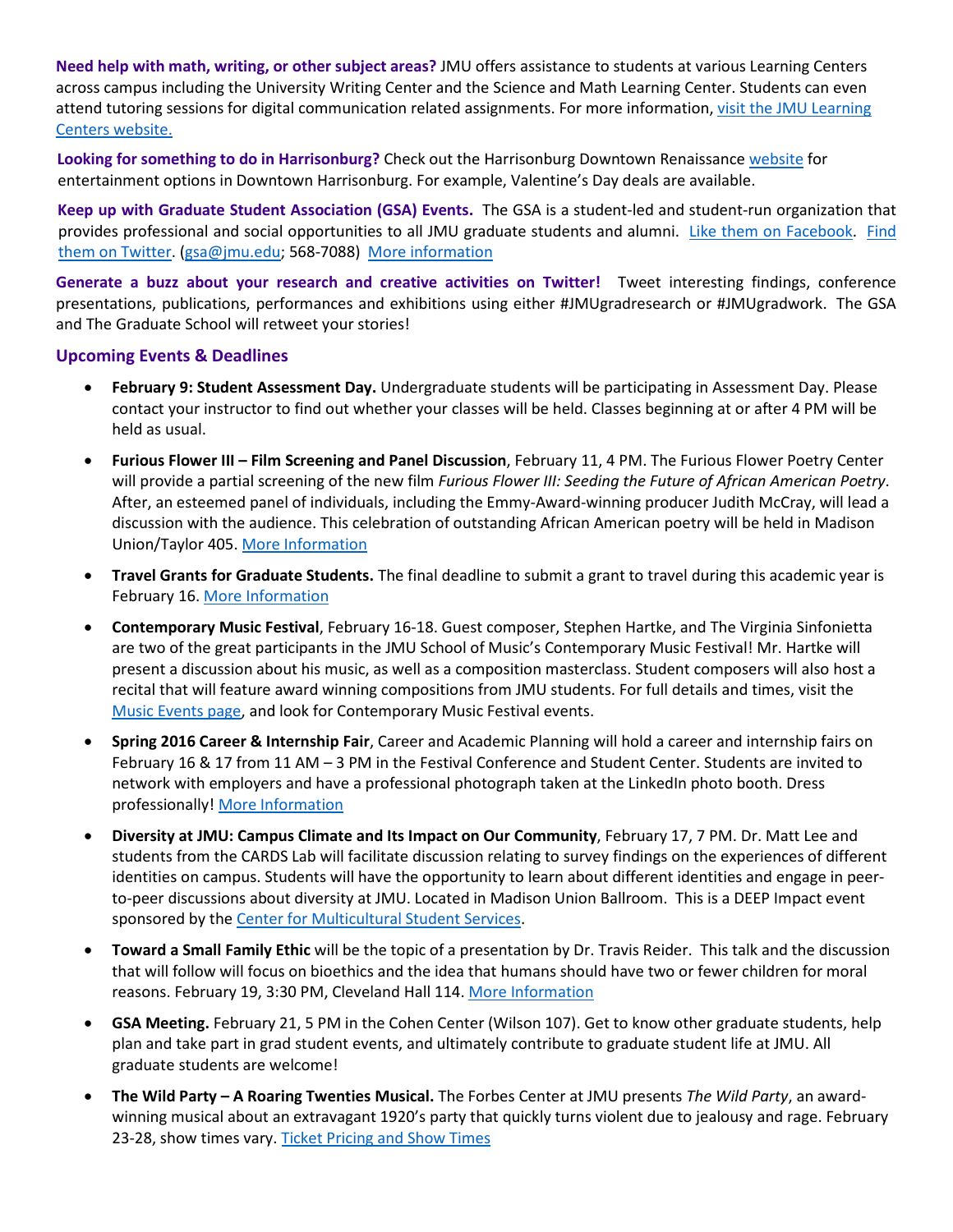**Need help with math, writing, or other subject areas?** JMU offers assistance to students at various Learning Centers across campus including the University Writing Center and the Science and Math Learning Center. Students can even attend tutoring sessions for digital communication related assignments. For more information, visit the JMU Learning Centers website.

**Looking for something to do in Harrisonburg?** Check out the Harrisonburg Downtown Renaissance website for entertainment options in Downtown Harrisonburg. For example, Valentine's Day deals are available.

**Keep up with Graduate Student Association (GSA) Events.** The GSA is a student-led and student-run organization that provides professional and social opportunities to all JMU graduate students and alumni. Like them on Facebook. Find them on Twitter. (gsa@jmu.edu; 568-7088) More information

**Generate a buzz about your research and creative activities on Twitter!** Tweet interesting findings, conference presentations, publications, performances and exhibitions using either #JMUgradresearch or #JMUgradwork. The GSA and The Graduate School will retweet your stories!

## Upcoming Events & Deadlines

- **February 9: Student Assessment Day.** Undergraduate students will be participating in Assessment Day. Please contact your instructor to find out whether your classes will be held. Classes beginning at or after 4 PM will be held as usual.
- **Furious Flower III – Film Screening and Panel Discussion**, February 11, 4 PM. The Furious Flower Poetry Center will provide a partial screening of the new film *Furious Flower III: Seeding the Future of African American Poetry*. After, an esteemed panel of individuals, including the Emmy-Award-winning producer Judith McCray, will lead a discussion with the audience. This celebration of outstanding African American poetry will be held in Madison Union/Taylor 405. More Information
- **Travel Grants for Graduate Students.** The final deadline to submit a grant to travel during this academic year is February 16. More Information
- **Contemporary Music Festival**, February 16-18. Guest composer, Stephen Hartke, and The Virginia Sinfonietta are two of the great participants in the JMU School of Music's Contemporary Music Festival! Mr. Hartke will present a discussion about his music, as well as a composition masterclass. Student composers will also host a recital that will feature award winning compositions from JMU students. For full details and times, visit the Music Events page, and look for Contemporary Music Festival events.
- **Spring 2016 Career & Internship Fair**, Career and Academic Planning will hold a career and internship fairs on February 16 & 17 from 11 AM – 3 PM in the Festival Conference and Student Center. Students are invited to network with employers and have a professional photograph taken at the LinkedIn photo booth. Dress professionally! More Information
- **Diversity at JMU: Campus Climate and Its Impact on Our Community**, February 17, 7 PM. Dr. Matt Lee and students from the CARDS Lab will facilitate discussion relating to survey findings on the experiences of different identities on campus. Students will have the opportunity to learn about different identities and engage in peer-to-peer discussions about diversity at JMU. Located in Madison Union Ballroom. This is a DEEP Impact event sponsored by the Center for Multicultural Student Services.
- **Toward a Small Family Ethic** will be the topic of a presentation by Dr. Travis Reider. This talk and the discussion that will follow will focus on bioethics and the idea that humans should have two or fewer children for moral reasons. February 19, 3:30 PM, Cleveland Hall 114. More Information
- **GSA Meeting.** February 21, 5 PM in the Cohen Center (Wilson 107). Get to know other graduate students, help plan and take part in grad student events, and ultimately contribute to graduate student life at JMU. All graduate students are welcome!
- **The Wild Party – A Roaring Twenties Musical.** The Forbes Center at JMU presents *The Wild Party*, an award-winning musical about an extravagant 1920's party that quickly turns violent due to jealousy and rage. February 23-28, show times vary. Ticket Pricing and Show Times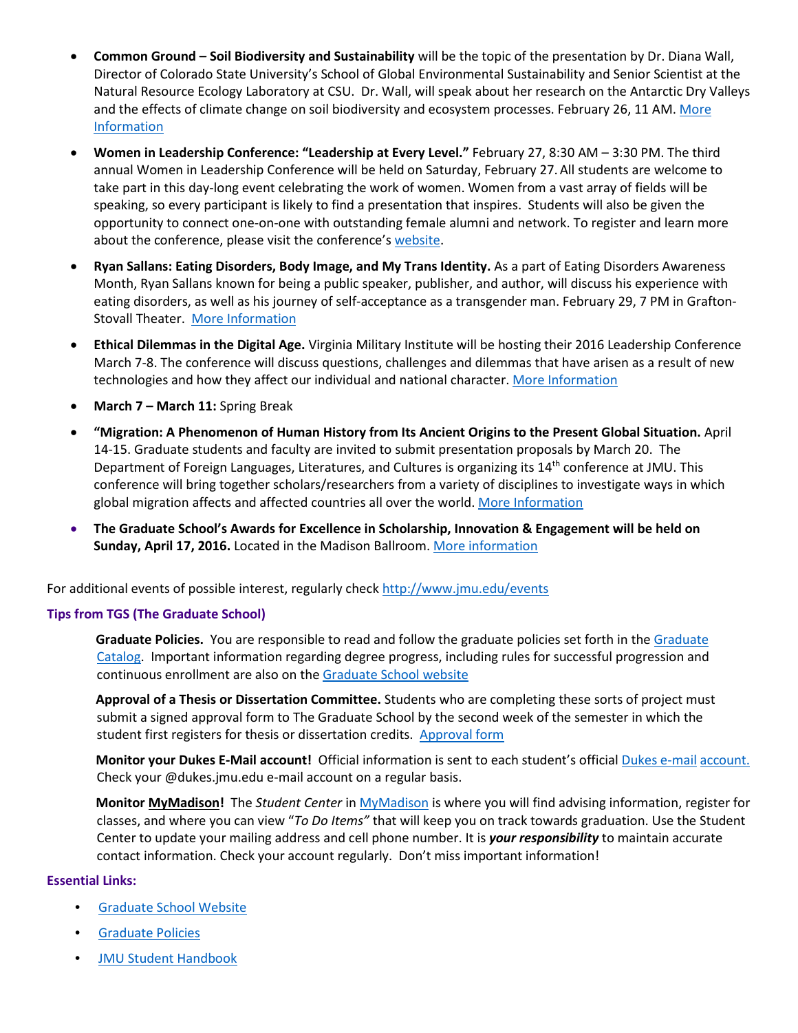- **Common Ground – Soil Biodiversity and Sustainability** will be the topic of the presentation by Dr. Diana Wall, Director of Colorado State University's School of Global Environmental Sustainability and Senior Scientist at the Natural Resource Ecology Laboratory at CSU. Dr. Wall, will speak about her research on the Antarctic Dry Valleys and the effects of climate change on soil biodiversity and ecosystem processes. February 26, 11 AM. More Information
- **Women in Leadership Conference: "Leadership at Every Level."** February 27, 8:30 AM – 3:30 PM. The third annual Women in Leadership Conference will be held on Saturday, February 27. All students are welcome to take part in this day-long event celebrating the work of women. Women from a vast array of fields will be speaking, so every participant is likely to find a presentation that inspires. Students will also be given the opportunity to connect one-on-one with outstanding female alumni and network. To register and learn more about the conference, please visit the conference's website.
- **Ryan Sallans: Eating Disorders, Body Image, and My Trans Identity.** As a part of Eating Disorders Awareness Month, Ryan Sallans known for being a public speaker, publisher, and author, will discuss his experience with eating disorders, as well as his journey of self-acceptance as a transgender man. February 29, 7 PM in Grafton-Stovall Theater. More Information
- **Ethical Dilemmas in the Digital Age.** Virginia Military Institute will be hosting their 2016 Leadership Conference March 7-8. The conference will discuss questions, challenges and dilemmas that have arisen as a result of new technologies and how they affect our individual and national character. More Information
- **March 7 – March 11:** Spring Break
- **"Migration: A Phenomenon of Human History from Its Ancient Origins to the Present Global Situation.** April 14-15. Graduate students and faculty are invited to submit presentation proposals by March 20. The Department of Foreign Languages, Literatures, and Cultures is organizing its 14th conference at JMU. This conference will bring together scholars/researchers from a variety of disciplines to investigate ways in which global migration affects and affected countries all over the world. More Information
- **The Graduate School's Awards for Excellence in Scholarship, Innovation & Engagement will be held on Sunday, April 17, 2016.** Located in the Madison Ballroom. More information

For additional events of possible interest, regularly check http://www.jmu.edu/events

## Tips from TGS (The Graduate School)

**Graduate Policies.** You are responsible to read and follow the graduate policies set forth in the Graduate Catalog. Important information regarding degree progress, including rules for successful progression and continuous enrollment are also on the Graduate School website

**Approval of a Thesis or Dissertation Committee.** Students who are completing these sorts of project must submit a signed approval form to The Graduate School by the second week of the semester in which the student first registers for thesis or dissertation credits. Approval form

**Monitor your Dukes E-Mail account!** Official information is sent to each student's official Dukes e-mail account. Check your @dukes.jmu.edu e-mail account on a regular basis.

**Monitor MyMadison!** The *Student Center* in MyMadison is where you will find advising information, register for classes, and where you can view "*To Do Items"* that will keep you on track towards graduation. Use the Student Center to update your mailing address and cell phone number. It is ***your responsibility*** to maintain accurate contact information. Check your account regularly. Don't miss important information!

## Essential Links:

- Graduate School Website
- Graduate Policies
- JMU Student Handbook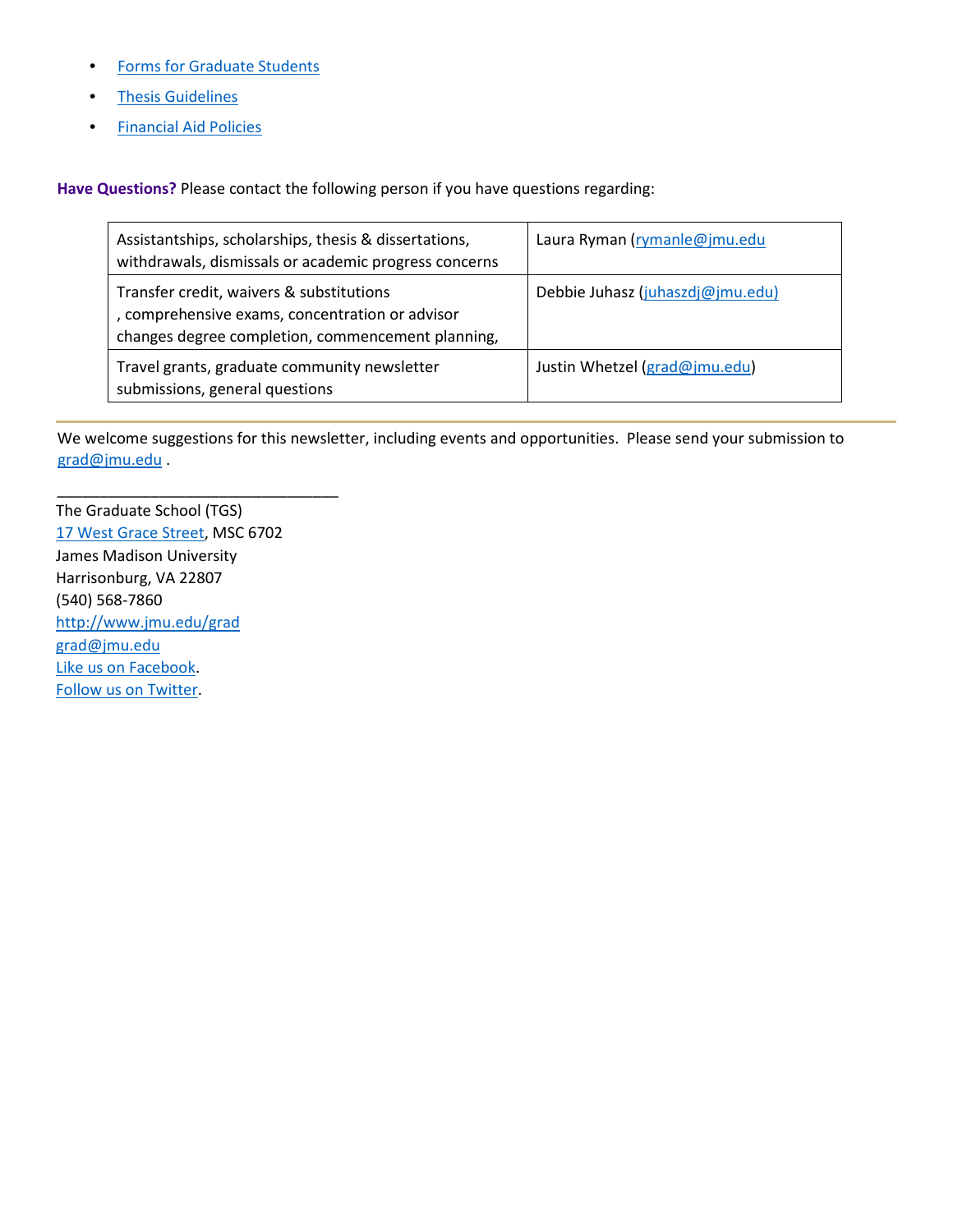- Forms for Graduate Students
- Thesis Guidelines
- Financial Aid Policies

**Have Questions?** Please contact the following person if you have questions regarding:

| | |
|---|---|
| Assistantships, scholarships, thesis & dissertations, withdrawals, dismissals or academic progress concerns | Laura Ryman (rymanle@jmu.edu |
| Transfer credit, waivers & substitutions , comprehensive exams, concentration or advisor changes degree completion, commencement planning, | Debbie Juhasz (juhaszdj@jmu.edu) |
| Travel grants, graduate community newsletter submissions, general questions | Justin Whetzel (grad@jmu.edu) |

---

We welcome suggestions for this newsletter, including events and opportunities. Please send your submission to grad@jmu.edu .

_______________________________

The Graduate School (TGS)
17 West Grace Street, MSC 6702
James Madison University
Harrisonburg, VA 22807
(540) 568-7860
http://www.jmu.edu/grad
grad@jmu.edu
Like us on Facebook.
Follow us on Twitter.